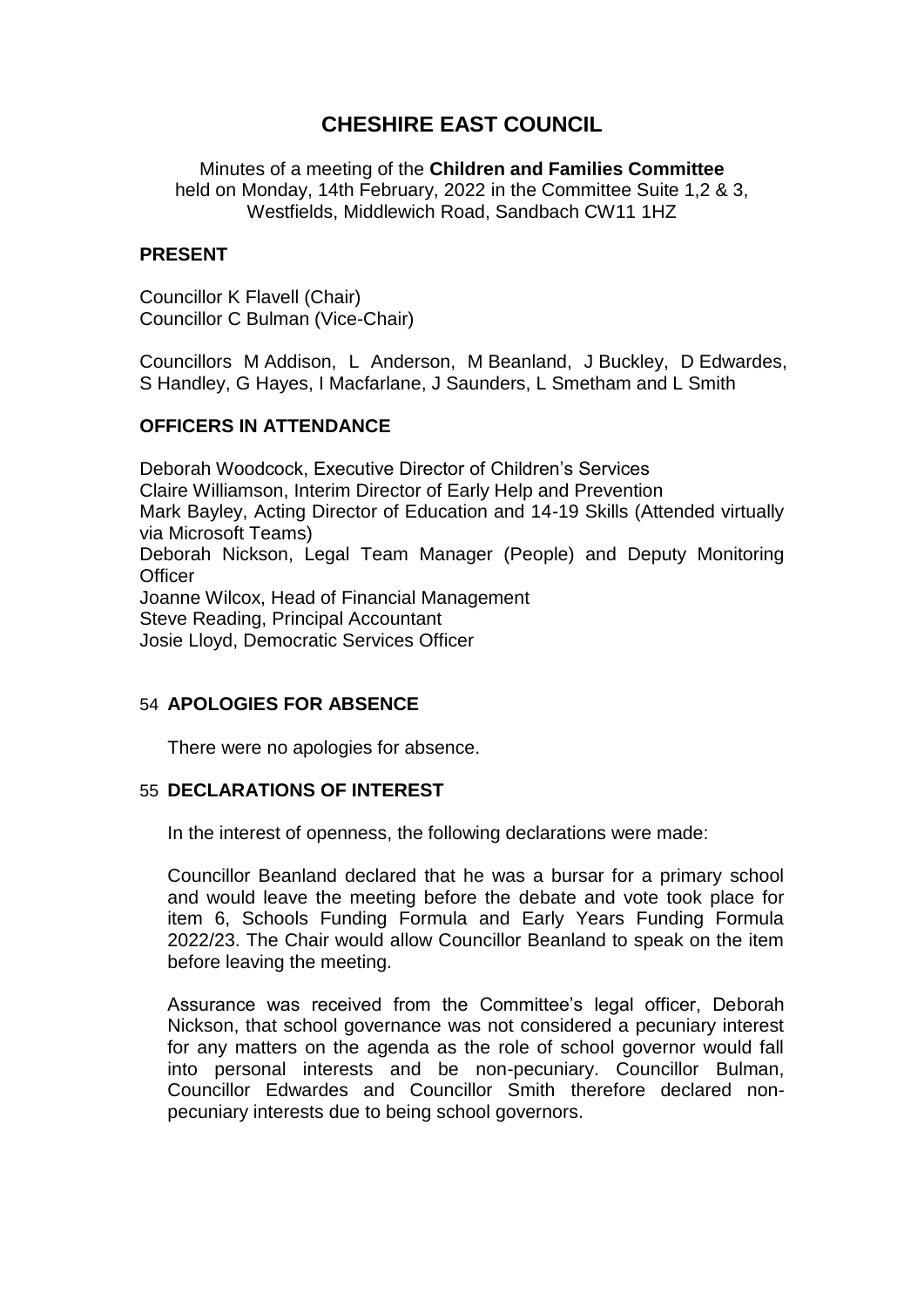# CHESHIRE EAST COUNCIL

Minutes of a meeting of the **Children and Families Committee** held on Monday, 14th February, 2022 in the Committee Suite 1,2 & 3, Westfields, Middlewich Road, Sandbach CW11 1HZ

## PRESENT

Councillor K Flavell (Chair)
Councillor C Bulman (Vice-Chair)

Councillors M Addison, L Anderson, M Beanland, J Buckley, D Edwardes, S Handley, G Hayes, I Macfarlane, J Saunders, L Smetham and L Smith

## OFFICERS IN ATTENDANCE

Deborah Woodcock, Executive Director of Children's Services
Claire Williamson, Interim Director of Early Help and Prevention
Mark Bayley, Acting Director of Education and 14-19 Skills (Attended virtually via Microsoft Teams)
Deborah Nickson, Legal Team Manager (People) and Deputy Monitoring Officer
Joanne Wilcox, Head of Financial Management
Steve Reading, Principal Accountant
Josie Lloyd, Democratic Services Officer

## 54 APOLOGIES FOR ABSENCE

There were no apologies for absence.

## 55 DECLARATIONS OF INTEREST

In the interest of openness, the following declarations were made:

Councillor Beanland declared that he was a bursar for a primary school and would leave the meeting before the debate and vote took place for item 6, Schools Funding Formula and Early Years Funding Formula 2022/23. The Chair would allow Councillor Beanland to speak on the item before leaving the meeting.

Assurance was received from the Committee's legal officer, Deborah Nickson, that school governance was not considered a pecuniary interest for any matters on the agenda as the role of school governor would fall into personal interests and be non-pecuniary. Councillor Bulman, Councillor Edwardes and Councillor Smith therefore declared non-pecuniary interests due to being school governors.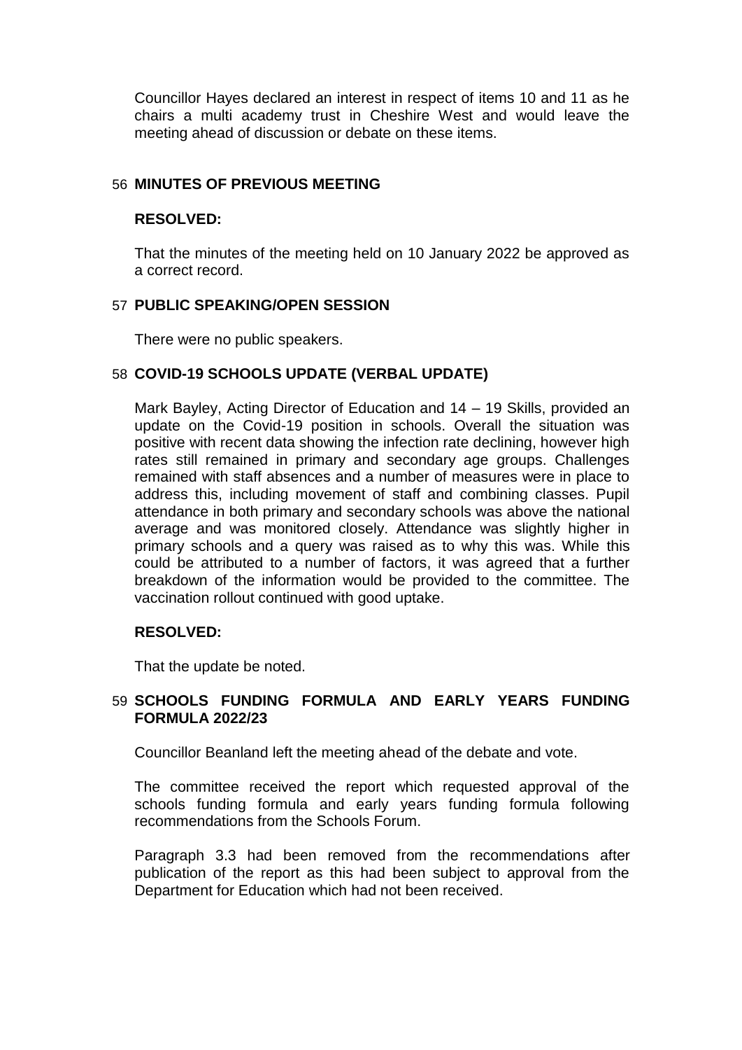Councillor Hayes declared an interest in respect of items 10 and 11 as he chairs a multi academy trust in Cheshire West and would leave the meeting ahead of discussion or debate on these items.

## 56 MINUTES OF PREVIOUS MEETING

**RESOLVED:**

That the minutes of the meeting held on 10 January 2022 be approved as a correct record.

## 57 PUBLIC SPEAKING/OPEN SESSION

There were no public speakers.

## 58 COVID-19 SCHOOLS UPDATE (VERBAL UPDATE)

Mark Bayley, Acting Director of Education and 14 – 19 Skills, provided an update on the Covid-19 position in schools. Overall the situation was positive with recent data showing the infection rate declining, however high rates still remained in primary and secondary age groups. Challenges remained with staff absences and a number of measures were in place to address this, including movement of staff and combining classes. Pupil attendance in both primary and secondary schools was above the national average and was monitored closely. Attendance was slightly higher in primary schools and a query was raised as to why this was. While this could be attributed to a number of factors, it was agreed that a further breakdown of the information would be provided to the committee. The vaccination rollout continued with good uptake.

**RESOLVED:**

That the update be noted.

## 59 SCHOOLS FUNDING FORMULA AND EARLY YEARS FUNDING FORMULA 2022/23

Councillor Beanland left the meeting ahead of the debate and vote.

The committee received the report which requested approval of the schools funding formula and early years funding formula following recommendations from the Schools Forum.

Paragraph 3.3 had been removed from the recommendations after publication of the report as this had been subject to approval from the Department for Education which had not been received.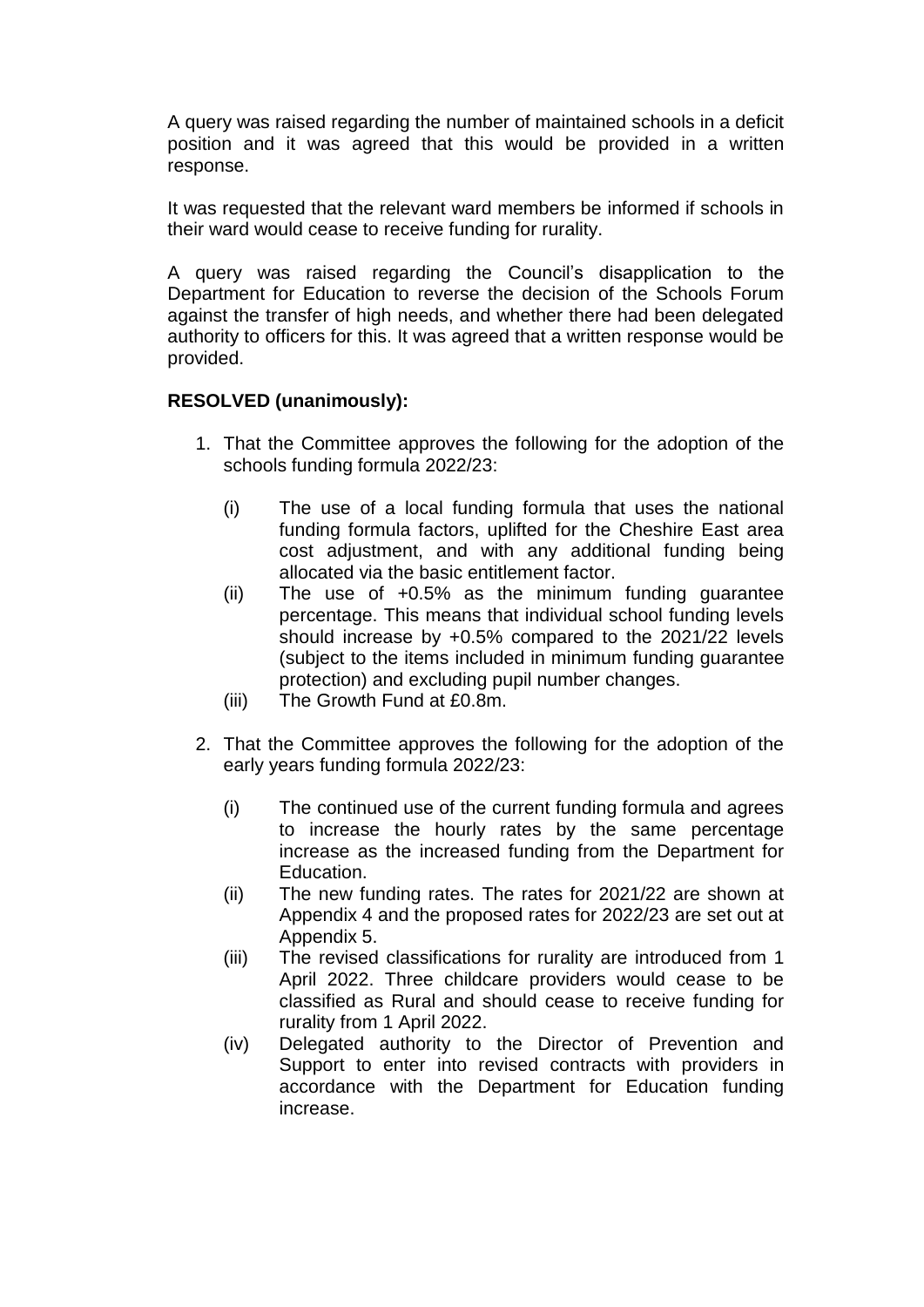A query was raised regarding the number of maintained schools in a deficit position and it was agreed that this would be provided in a written response.

It was requested that the relevant ward members be informed if schools in their ward would cease to receive funding for rurality.

A query was raised regarding the Council's disapplication to the Department for Education to reverse the decision of the Schools Forum against the transfer of high needs, and whether there had been delegated authority to officers for this. It was agreed that a written response would be provided.

**RESOLVED (unanimously):**

1. That the Committee approves the following for the adoption of the schools funding formula 2022/23:

   (i) The use of a local funding formula that uses the national funding formula factors, uplifted for the Cheshire East area cost adjustment, and with any additional funding being allocated via the basic entitlement factor.

   (ii) The use of +0.5% as the minimum funding guarantee percentage. This means that individual school funding levels should increase by +0.5% compared to the 2021/22 levels (subject to the items included in minimum funding guarantee protection) and excluding pupil number changes.

   (iii) The Growth Fund at £0.8m.

2. That the Committee approves the following for the adoption of the early years funding formula 2022/23:

   (i) The continued use of the current funding formula and agrees to increase the hourly rates by the same percentage increase as the increased funding from the Department for Education.

   (ii) The new funding rates. The rates for 2021/22 are shown at Appendix 4 and the proposed rates for 2022/23 are set out at Appendix 5.

   (iii) The revised classifications for rurality are introduced from 1 April 2022. Three childcare providers would cease to be classified as Rural and should cease to receive funding for rurality from 1 April 2022.

   (iv) Delegated authority to the Director of Prevention and Support to enter into revised contracts with providers in accordance with the Department for Education funding increase.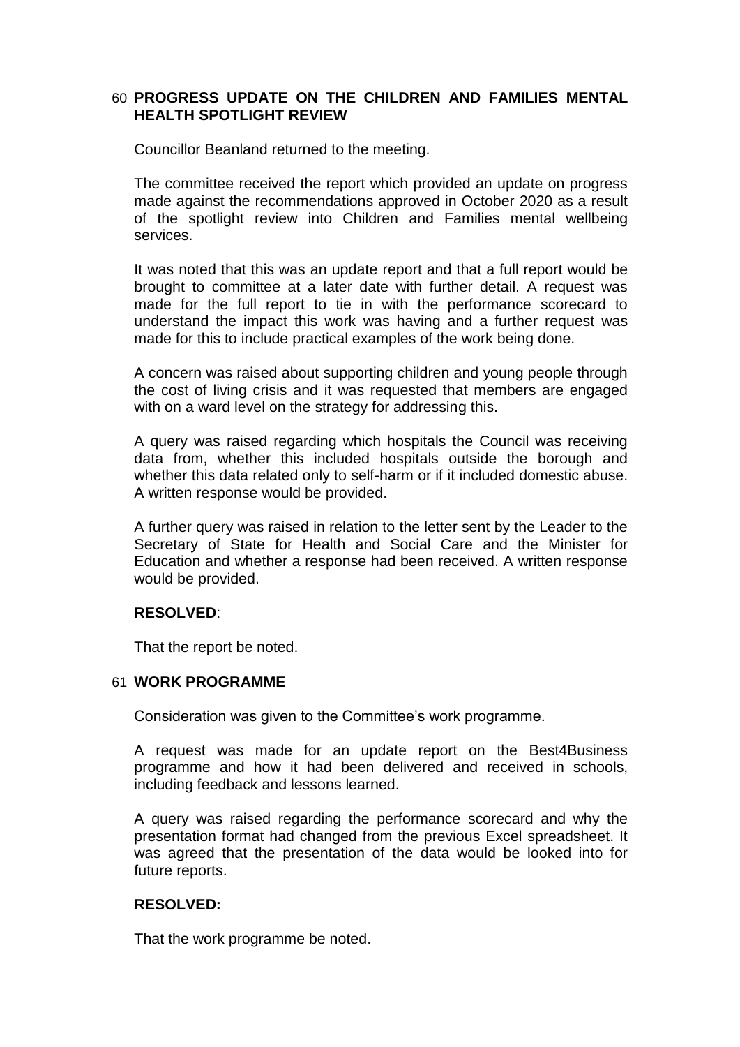## 60 PROGRESS UPDATE ON THE CHILDREN AND FAMILIES MENTAL HEALTH SPOTLIGHT REVIEW

Councillor Beanland returned to the meeting.

The committee received the report which provided an update on progress made against the recommendations approved in October 2020 as a result of the spotlight review into Children and Families mental wellbeing services.

It was noted that this was an update report and that a full report would be brought to committee at a later date with further detail. A request was made for the full report to tie in with the performance scorecard to understand the impact this work was having and a further request was made for this to include practical examples of the work being done.

A concern was raised about supporting children and young people through the cost of living crisis and it was requested that members are engaged with on a ward level on the strategy for addressing this.

A query was raised regarding which hospitals the Council was receiving data from, whether this included hospitals outside the borough and whether this data related only to self-harm or if it included domestic abuse. A written response would be provided.

A further query was raised in relation to the letter sent by the Leader to the Secretary of State for Health and Social Care and the Minister for Education and whether a response had been received. A written response would be provided.

**RESOLVED**:

That the report be noted.

## 61 WORK PROGRAMME

Consideration was given to the Committee's work programme.

A request was made for an update report on the Best4Business programme and how it had been delivered and received in schools, including feedback and lessons learned.

A query was raised regarding the performance scorecard and why the presentation format had changed from the previous Excel spreadsheet. It was agreed that the presentation of the data would be looked into for future reports.

**RESOLVED:**

That the work programme be noted.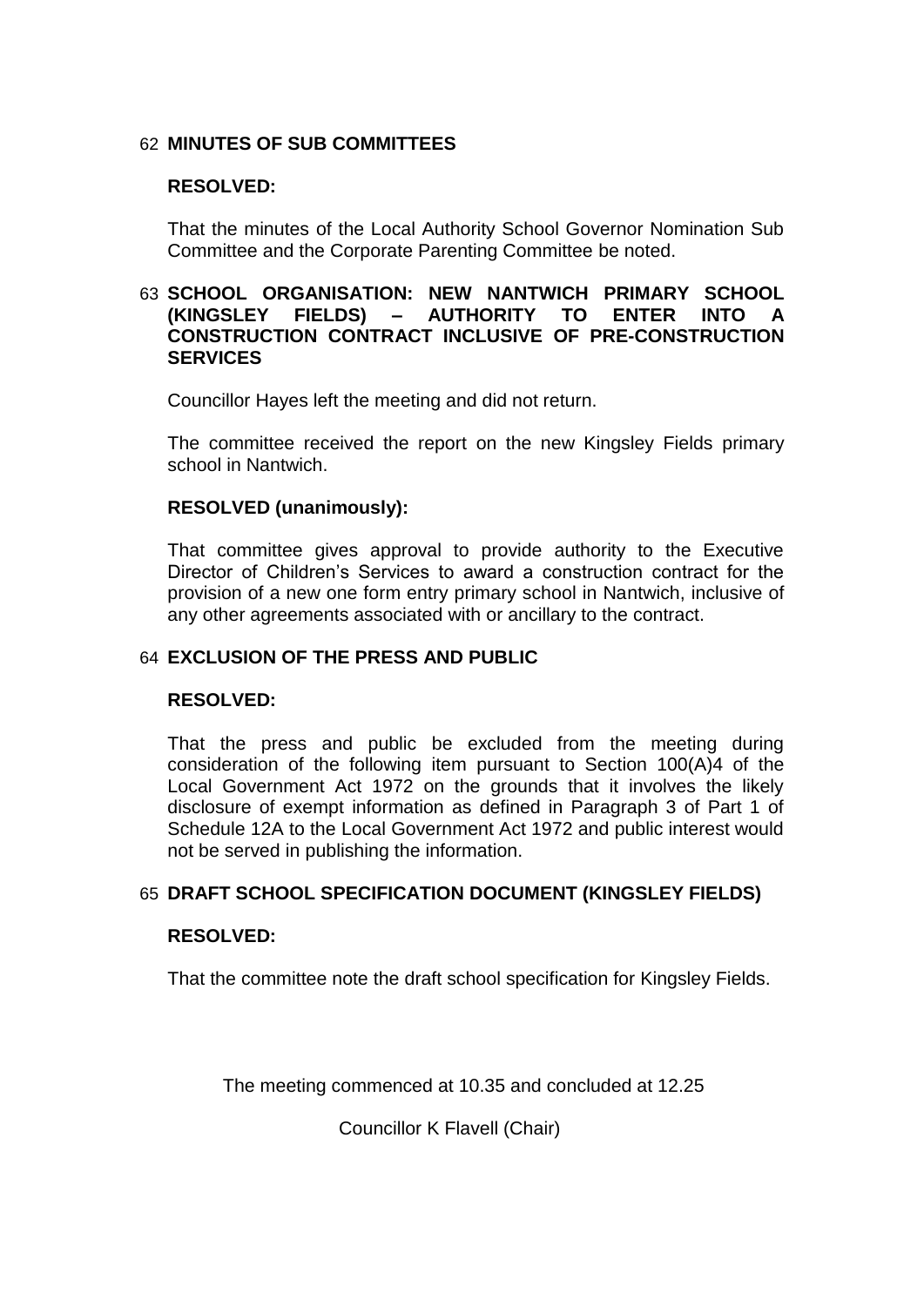## 62 MINUTES OF SUB COMMITTEES

**RESOLVED:**

That the minutes of the Local Authority School Governor Nomination Sub Committee and the Corporate Parenting Committee be noted.

## 63 SCHOOL ORGANISATION: NEW NANTWICH PRIMARY SCHOOL (KINGSLEY FIELDS) – AUTHORITY TO ENTER INTO A CONSTRUCTION CONTRACT INCLUSIVE OF PRE-CONSTRUCTION SERVICES

Councillor Hayes left the meeting and did not return.

The committee received the report on the new Kingsley Fields primary school in Nantwich.

**RESOLVED (unanimously):**

That committee gives approval to provide authority to the Executive Director of Children's Services to award a construction contract for the provision of a new one form entry primary school in Nantwich, inclusive of any other agreements associated with or ancillary to the contract.

## 64 EXCLUSION OF THE PRESS AND PUBLIC

**RESOLVED:**

That the press and public be excluded from the meeting during consideration of the following item pursuant to Section 100(A)4 of the Local Government Act 1972 on the grounds that it involves the likely disclosure of exempt information as defined in Paragraph 3 of Part 1 of Schedule 12A to the Local Government Act 1972 and public interest would not be served in publishing the information.

## 65 DRAFT SCHOOL SPECIFICATION DOCUMENT (KINGSLEY FIELDS)

**RESOLVED:**

That the committee note the draft school specification for Kingsley Fields.

The meeting commenced at 10.35 and concluded at 12.25

Councillor K Flavell (Chair)